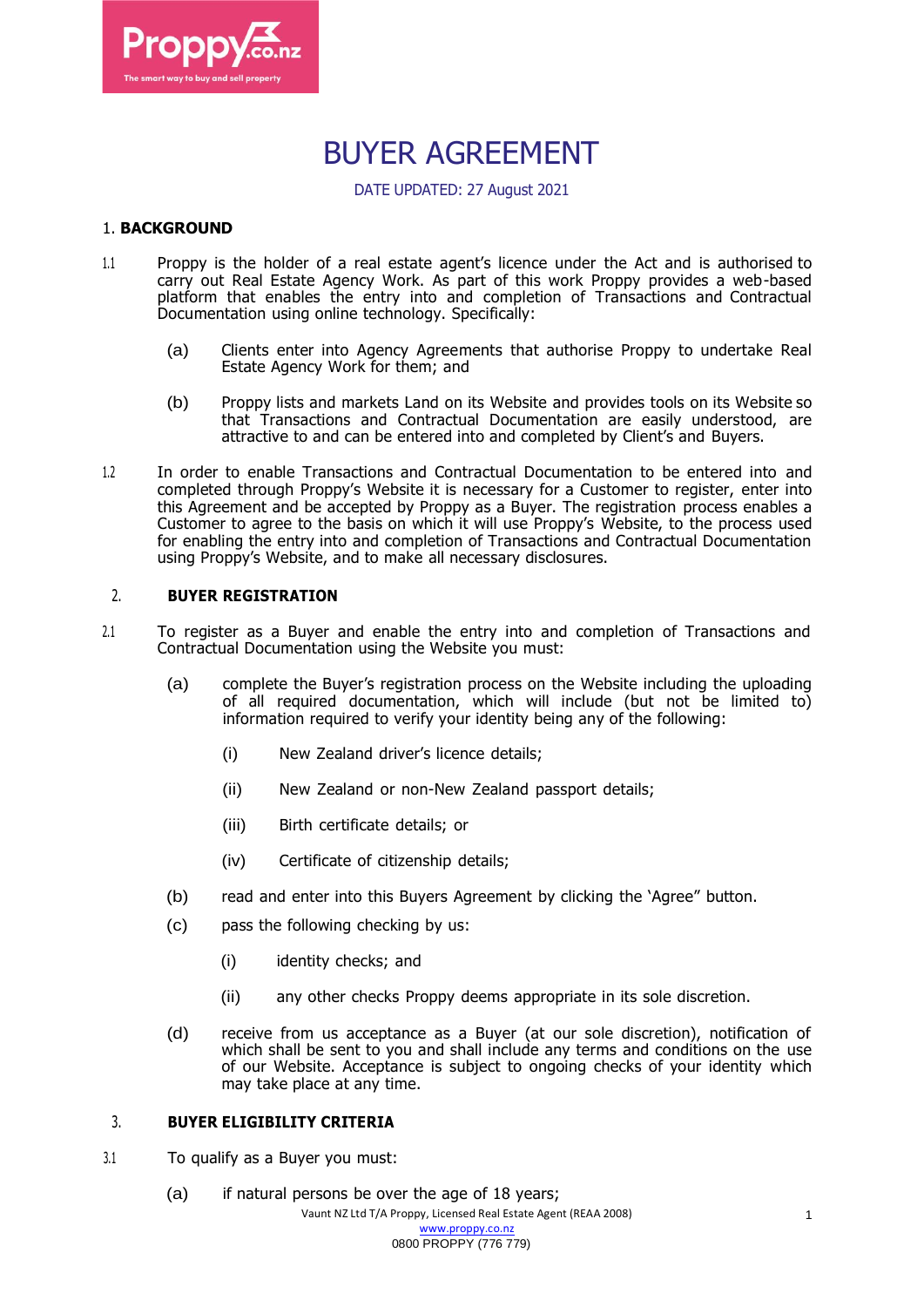# BUYER AGREEMENT

DATE UPDATED: 27 August 2021

## 1. BACKGROUND

1.1 Proppy is the holder of a real estate agent's licence under the Act and is authorised to carry out Real Estate Agency Work. As part of this work Proppy provides a web-based platform that enables the entry into and completion of Transactions and Contractual Documentation using online technology. Specifically:

(a) Clients enter into Agency Agreements that authorise Proppy to undertake Real Estate Agency Work for them; and

(b) Proppy lists and markets Land on its Website and provides tools on its Website so that Transactions and Contractual Documentation are easily understood, are attractive to and can be entered into and completed by Client's and Buyers.

1.2 In order to enable Transactions and Contractual Documentation to be entered into and completed through Proppy's Website it is necessary for a Customer to register, enter into this Agreement and be accepted by Proppy as a Buyer. The registration process enables a Customer to agree to the basis on which it will use Proppy's Website, to the process used for enabling the entry into and completion of Transactions and Contractual Documentation using Proppy's Website, and to make all necessary disclosures.

## 2. BUYER REGISTRATION

2.1 To register as a Buyer and enable the entry into and completion of Transactions and Contractual Documentation using the Website you must:

(a) complete the Buyer's registration process on the Website including the uploading of all required documentation, which will include (but not be limited to) information required to verify your identity being any of the following:

(i) New Zealand driver's licence details;

(ii) New Zealand or non-New Zealand passport details;

(iii) Birth certificate details; or

(iv) Certificate of citizenship details;

(b) read and enter into this Buyers Agreement by clicking the 'Agree" button.

(c) pass the following checking by us:

(i) identity checks; and

(ii) any other checks Proppy deems appropriate in its sole discretion.

(d) receive from us acceptance as a Buyer (at our sole discretion), notification of which shall be sent to you and shall include any terms and conditions on the use of our Website. Acceptance is subject to ongoing checks of your identity which may take place at any time.

## 3. BUYER ELIGIBILITY CRITERIA

3.1 To qualify as a Buyer you must:

(a) if natural persons be over the age of 18 years;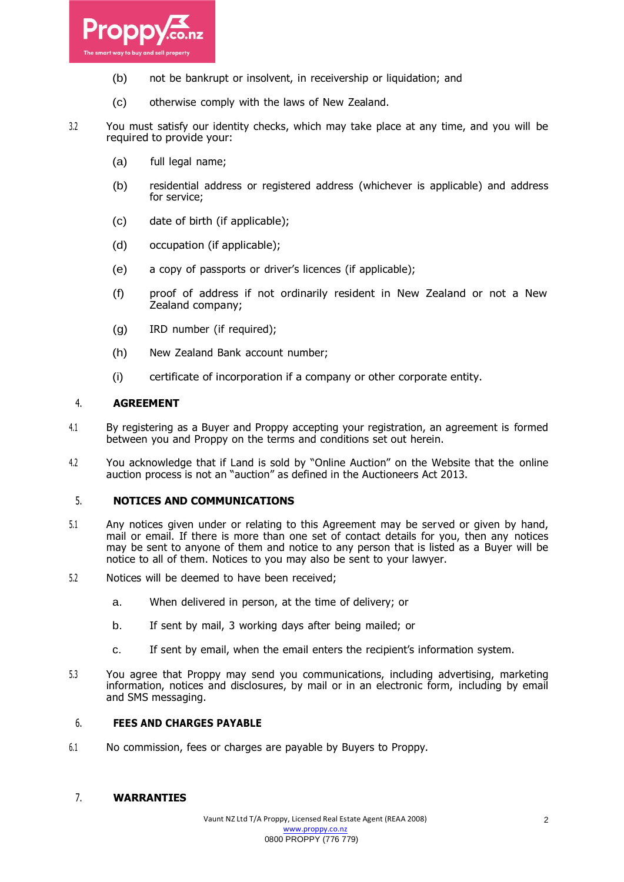(b) not be bankrupt or insolvent, in receivership or liquidation; and

(c) otherwise comply with the laws of New Zealand.

3.2 You must satisfy our identity checks, which may take place at any time, and you will be required to provide your:

(a) full legal name;

(b) residential address or registered address (whichever is applicable) and address for service;

(c) date of birth (if applicable);

(d) occupation (if applicable);

(e) a copy of passports or driver's licences (if applicable);

(f) proof of address if not ordinarily resident in New Zealand or not a New Zealand company;

(g) IRD number (if required);

(h) New Zealand Bank account number;

(i) certificate of incorporation if a company or other corporate entity.

## 4. AGREEMENT

4.1 By registering as a Buyer and Proppy accepting your registration, an agreement is formed between you and Proppy on the terms and conditions set out herein.

4.2 You acknowledge that if Land is sold by "Online Auction" on the Website that the online auction process is not an "auction" as defined in the Auctioneers Act 2013.

## 5. NOTICES AND COMMUNICATIONS

5.1 Any notices given under or relating to this Agreement may be served or given by hand, mail or email. If there is more than one set of contact details for you, then any notices may be sent to anyone of them and notice to any person that is listed as a Buyer will be notice to all of them. Notices to you may also be sent to your lawyer.

5.2 Notices will be deemed to have been received;

a. When delivered in person, at the time of delivery; or

b. If sent by mail, 3 working days after being mailed; or

c. If sent by email, when the email enters the recipient's information system.

5.3 You agree that Proppy may send you communications, including advertising, marketing information, notices and disclosures, by mail or in an electronic form, including by email and SMS messaging.

## 6. FEES AND CHARGES PAYABLE

6.1 No commission, fees or charges are payable by Buyers to Proppy.

## 7. WARRANTIES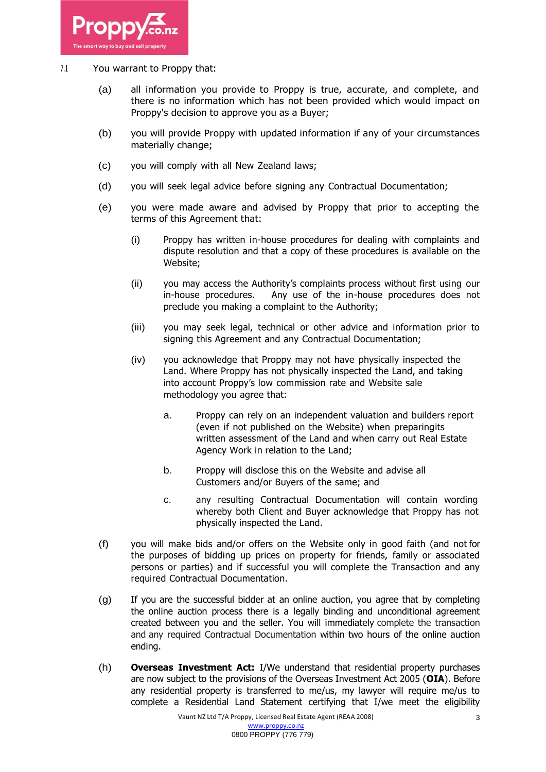7.1 You warrant to Proppy that:

(a) all information you provide to Proppy is true, accurate, and complete, and there is no information which has not been provided which would impact on Proppy's decision to approve you as a Buyer;

(b) you will provide Proppy with updated information if any of your circumstances materially change;

(c) you will comply with all New Zealand laws;

(d) you will seek legal advice before signing any Contractual Documentation;

(e) you were made aware and advised by Proppy that prior to accepting the terms of this Agreement that:

(i) Proppy has written in-house procedures for dealing with complaints and dispute resolution and that a copy of these procedures is available on the Website;

(ii) you may access the Authority's complaints process without first using our in-house procedures. Any use of the in-house procedures does not preclude you making a complaint to the Authority;

(iii) you may seek legal, technical or other advice and information prior to signing this Agreement and any Contractual Documentation;

(iv) you acknowledge that Proppy may not have physically inspected the Land. Where Proppy has not physically inspected the Land, and taking into account Proppy's low commission rate and Website sale methodology you agree that:

a. Proppy can rely on an independent valuation and builders report (even if not published on the Website) when preparingits written assessment of the Land and when carry out Real Estate Agency Work in relation to the Land;

b. Proppy will disclose this on the Website and advise all Customers and/or Buyers of the same; and

c. any resulting Contractual Documentation will contain wording whereby both Client and Buyer acknowledge that Proppy has not physically inspected the Land.

(f) you will make bids and/or offers on the Website only in good faith (and not for the purposes of bidding up prices on property for friends, family or associated persons or parties) and if successful you will complete the Transaction and any required Contractual Documentation.

(g) If you are the successful bidder at an online auction, you agree that by completing the online auction process there is a legally binding and unconditional agreement created between you and the seller. You will immediately complete the transaction and any required Contractual Documentation within two hours of the online auction ending.

(h) **Overseas Investment Act:** I/We understand that residential property purchases are now subject to the provisions of the Overseas Investment Act 2005 (**OIA**). Before any residential property is transferred to me/us, my lawyer will require me/us to complete a Residential Land Statement certifying that I/we meet the eligibility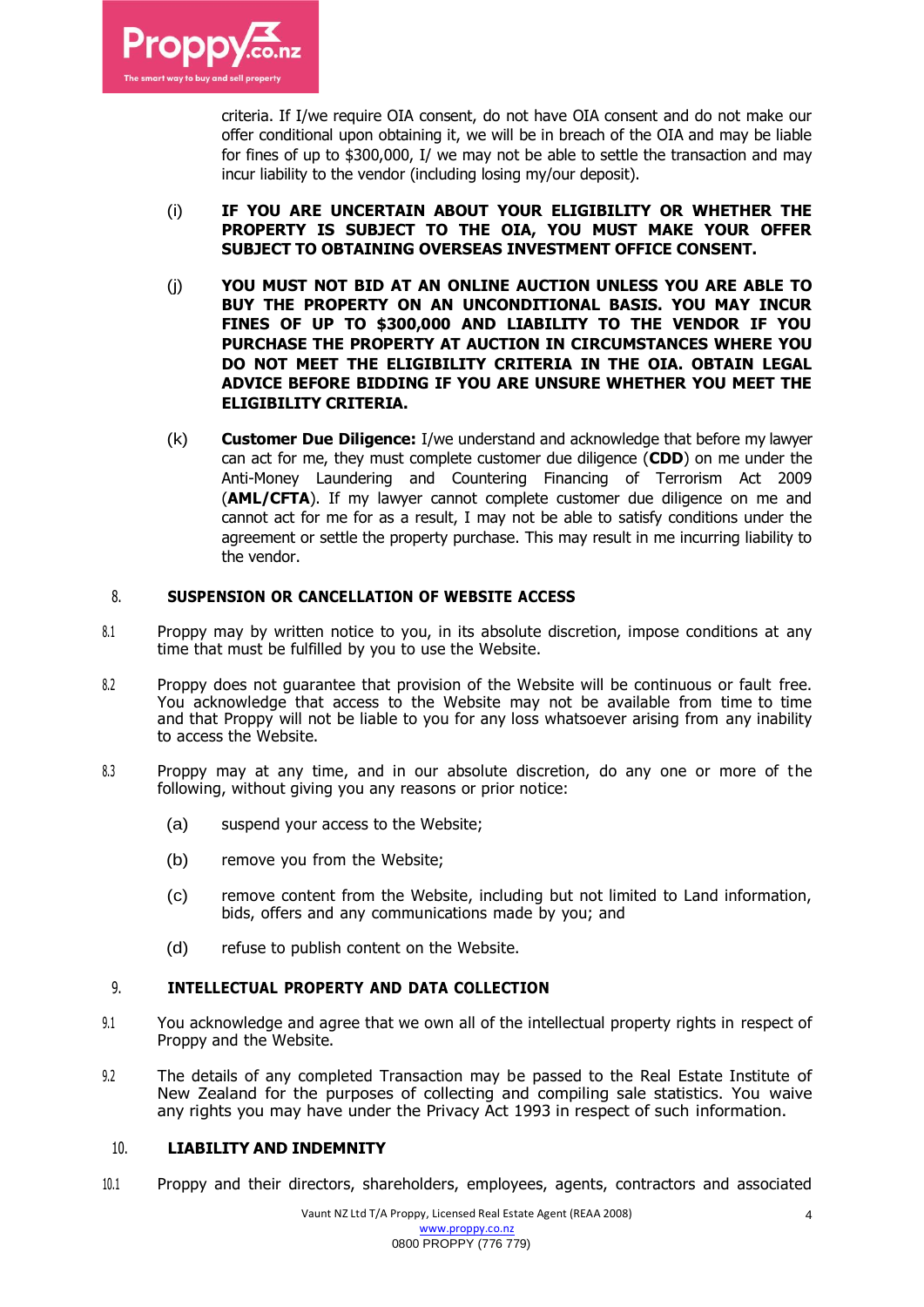criteria. If I/we require OIA consent, do not have OIA consent and do not make our offer conditional upon obtaining it, we will be in breach of the OIA and may be liable for fines of up to $300,000, I/ we may not be able to settle the transaction and may incur liability to the vendor (including losing my/our deposit).

(i) **IF YOU ARE UNCERTAIN ABOUT YOUR ELIGIBILITY OR WHETHER THE PROPERTY IS SUBJECT TO THE OIA, YOU MUST MAKE YOUR OFFER SUBJECT TO OBTAINING OVERSEAS INVESTMENT OFFICE CONSENT.**

(j) **YOU MUST NOT BID AT AN ONLINE AUCTION UNLESS YOU ARE ABLE TO BUY THE PROPERTY ON AN UNCONDITIONAL BASIS. YOU MAY INCUR FINES OF UP TO $300,000 AND LIABILITY TO THE VENDOR IF YOU PURCHASE THE PROPERTY AT AUCTION IN CIRCUMSTANCES WHERE YOU DO NOT MEET THE ELIGIBILITY CRITERIA IN THE OIA. OBTAIN LEGAL ADVICE BEFORE BIDDING IF YOU ARE UNSURE WHETHER YOU MEET THE ELIGIBILITY CRITERIA.**

(k) **Customer Due Diligence:** I/we understand and acknowledge that before my lawyer can act for me, they must complete customer due diligence (**CDD**) on me under the Anti-Money Laundering and Countering Financing of Terrorism Act 2009 (**AML/CFTA**). If my lawyer cannot complete customer due diligence on me and cannot act for me for as a result, I may not be able to satisfy conditions under the agreement or settle the property purchase. This may result in me incurring liability to the vendor.

## 8. SUSPENSION OR CANCELLATION OF WEBSITE ACCESS

8.1 Proppy may by written notice to you, in its absolute discretion, impose conditions at any time that must be fulfilled by you to use the Website.

8.2 Proppy does not guarantee that provision of the Website will be continuous or fault free. You acknowledge that access to the Website may not be available from time to time and that Proppy will not be liable to you for any loss whatsoever arising from any inability to access the Website.

8.3 Proppy may at any time, and in our absolute discretion, do any one or more of the following, without giving you any reasons or prior notice:

(a) suspend your access to the Website;

(b) remove you from the Website;

(c) remove content from the Website, including but not limited to Land information, bids, offers and any communications made by you; and

(d) refuse to publish content on the Website.

## 9. INTELLECTUAL PROPERTY AND DATA COLLECTION

9.1 You acknowledge and agree that we own all of the intellectual property rights in respect of Proppy and the Website.

9.2 The details of any completed Transaction may be passed to the Real Estate Institute of New Zealand for the purposes of collecting and compiling sale statistics. You waive any rights you may have under the Privacy Act 1993 in respect of such information.

## 10. LIABILITY AND INDEMNITY

10.1 Proppy and their directors, shareholders, employees, agents, contractors and associated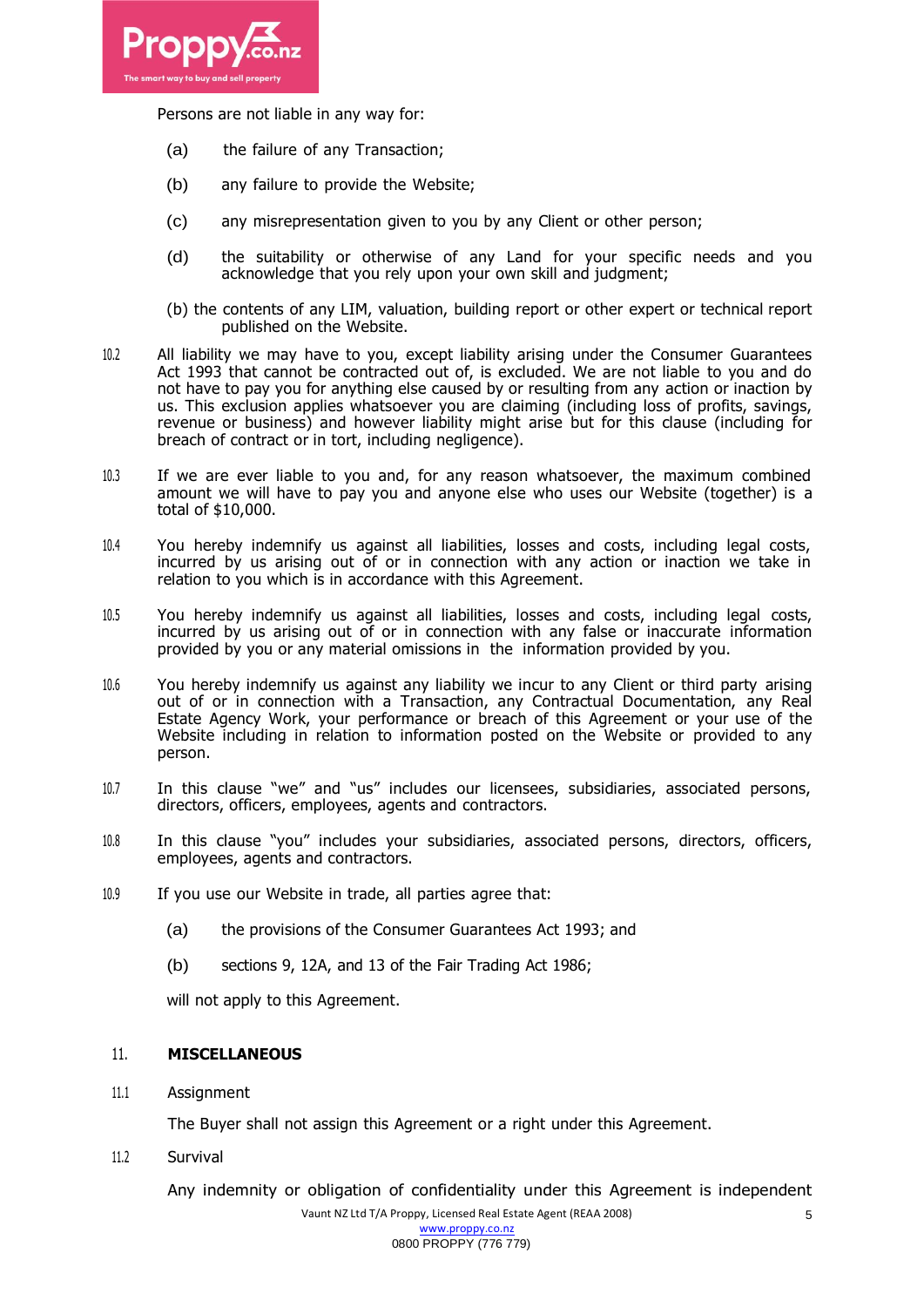Persons are not liable in any way for:

(a) the failure of any Transaction;

(b) any failure to provide the Website;

(c) any misrepresentation given to you by any Client or other person;

(d) the suitability or otherwise of any Land for your specific needs and you acknowledge that you rely upon your own skill and judgment;

(b) the contents of any LIM, valuation, building report or other expert or technical report published on the Website.

10.2 All liability we may have to you, except liability arising under the Consumer Guarantees Act 1993 that cannot be contracted out of, is excluded. We are not liable to you and do not have to pay you for anything else caused by or resulting from any action or inaction by us. This exclusion applies whatsoever you are claiming (including loss of profits, savings, revenue or business) and however liability might arise but for this clause (including for breach of contract or in tort, including negligence).

10.3 If we are ever liable to you and, for any reason whatsoever, the maximum combined amount we will have to pay you and anyone else who uses our Website (together) is a total of $10,000.

10.4 You hereby indemnify us against all liabilities, losses and costs, including legal costs, incurred by us arising out of or in connection with any action or inaction we take in relation to you which is in accordance with this Agreement.

10.5 You hereby indemnify us against all liabilities, losses and costs, including legal costs, incurred by us arising out of or in connection with any false or inaccurate information provided by you or any material omissions in the information provided by you.

10.6 You hereby indemnify us against any liability we incur to any Client or third party arising out of or in connection with a Transaction, any Contractual Documentation, any Real Estate Agency Work, your performance or breach of this Agreement or your use of the Website including in relation to information posted on the Website or provided to any person.

10.7 In this clause "we" and "us" includes our licensees, subsidiaries, associated persons, directors, officers, employees, agents and contractors.

10.8 In this clause "you" includes your subsidiaries, associated persons, directors, officers, employees, agents and contractors.

10.9 If you use our Website in trade, all parties agree that:

(a) the provisions of the Consumer Guarantees Act 1993; and

(b) sections 9, 12A, and 13 of the Fair Trading Act 1986;

will not apply to this Agreement.

## 11. MISCELLANEOUS

11.1 Assignment

The Buyer shall not assign this Agreement or a right under this Agreement.

11.2 Survival

Any indemnity or obligation of confidentiality under this Agreement is independent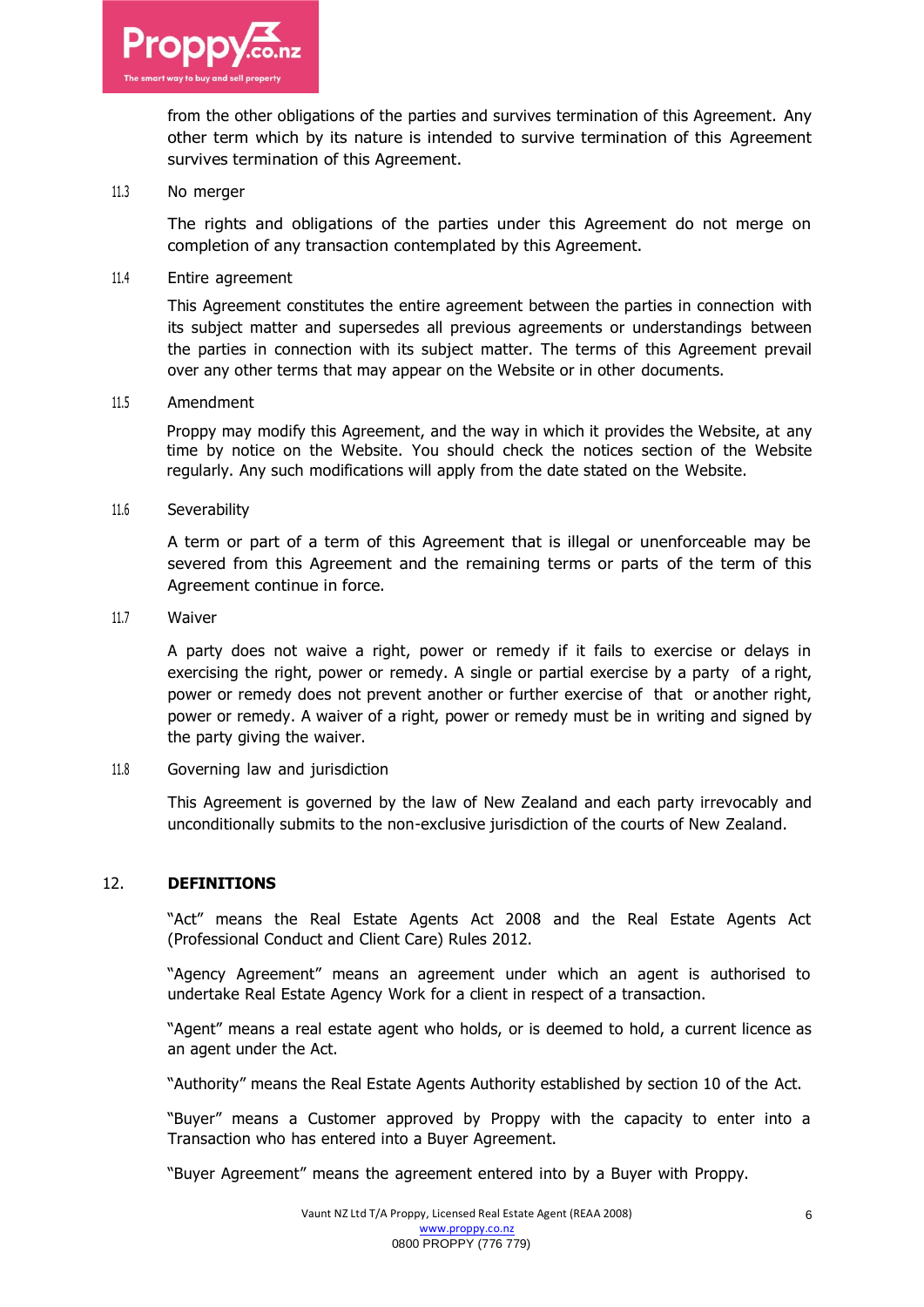from the other obligations of the parties and survives termination of this Agreement. Any other term which by its nature is intended to survive termination of this Agreement survives termination of this Agreement.

11.3 No merger

The rights and obligations of the parties under this Agreement do not merge on completion of any transaction contemplated by this Agreement.

11.4 Entire agreement

This Agreement constitutes the entire agreement between the parties in connection with its subject matter and supersedes all previous agreements or understandings between the parties in connection with its subject matter. The terms of this Agreement prevail over any other terms that may appear on the Website or in other documents.

11.5 Amendment

Proppy may modify this Agreement, and the way in which it provides the Website, at any time by notice on the Website. You should check the notices section of the Website regularly. Any such modifications will apply from the date stated on the Website.

11.6 Severability

A term or part of a term of this Agreement that is illegal or unenforceable may be severed from this Agreement and the remaining terms or parts of the term of this Agreement continue in force.

11.7 Waiver

A party does not waive a right, power or remedy if it fails to exercise or delays in exercising the right, power or remedy. A single or partial exercise by a party of a right, power or remedy does not prevent another or further exercise of that or another right, power or remedy. A waiver of a right, power or remedy must be in writing and signed by the party giving the waiver.

11.8 Governing law and jurisdiction

This Agreement is governed by the law of New Zealand and each party irrevocably and unconditionally submits to the non-exclusive jurisdiction of the courts of New Zealand.

## 12. DEFINITIONS

"Act" means the Real Estate Agents Act 2008 and the Real Estate Agents Act (Professional Conduct and Client Care) Rules 2012.

"Agency Agreement" means an agreement under which an agent is authorised to undertake Real Estate Agency Work for a client in respect of a transaction.

"Agent" means a real estate agent who holds, or is deemed to hold, a current licence as an agent under the Act.

"Authority" means the Real Estate Agents Authority established by section 10 of the Act.

"Buyer" means a Customer approved by Proppy with the capacity to enter into a Transaction who has entered into a Buyer Agreement.

"Buyer Agreement" means the agreement entered into by a Buyer with Proppy.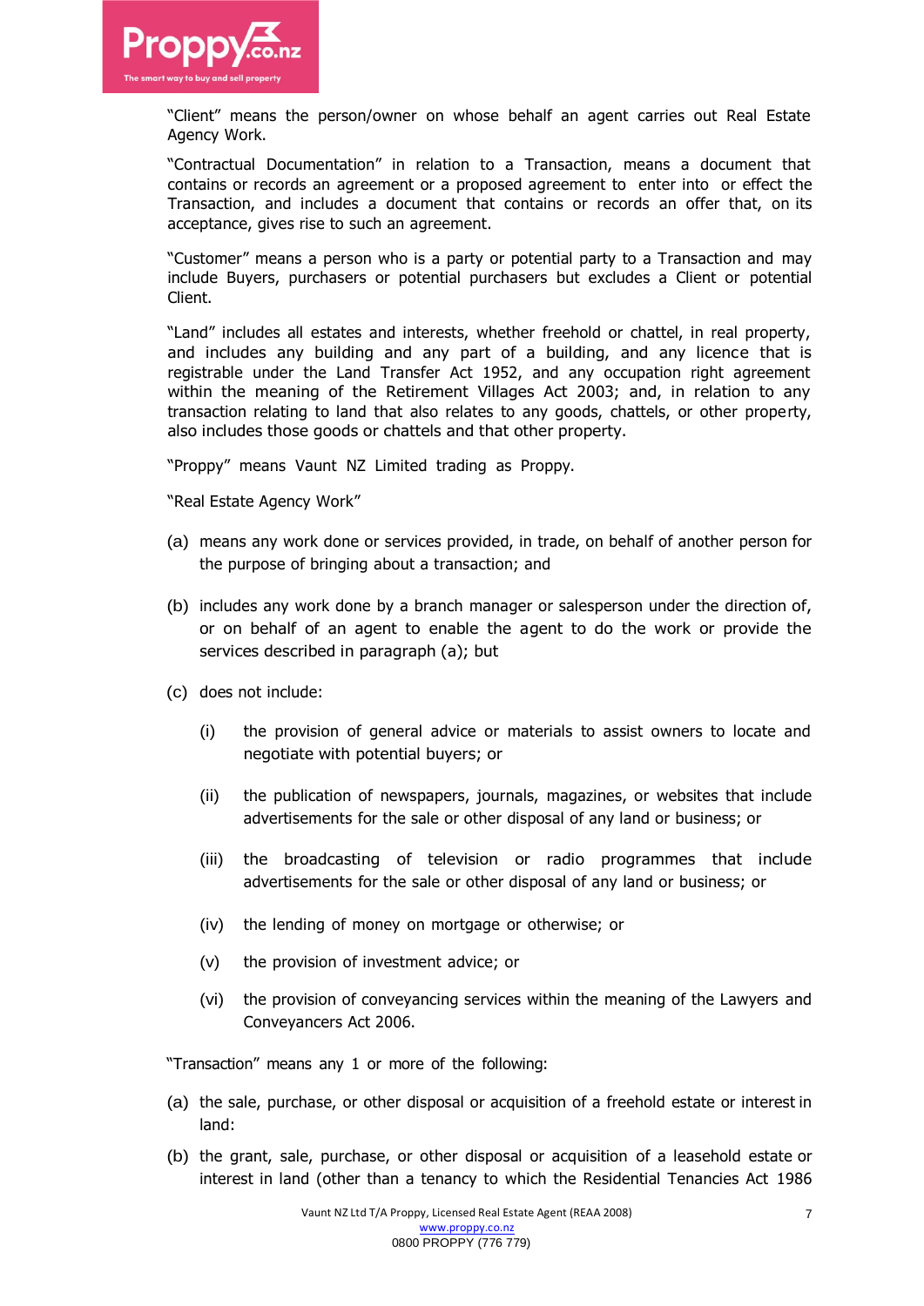"Client" means the person/owner on whose behalf an agent carries out Real Estate Agency Work.

"Contractual Documentation" in relation to a Transaction, means a document that contains or records an agreement or a proposed agreement to enter into or effect the Transaction, and includes a document that contains or records an offer that, on its acceptance, gives rise to such an agreement.

"Customer" means a person who is a party or potential party to a Transaction and may include Buyers, purchasers or potential purchasers but excludes a Client or potential Client.

"Land" includes all estates and interests, whether freehold or chattel, in real property, and includes any building and any part of a building, and any licence that is registrable under the Land Transfer Act 1952, and any occupation right agreement within the meaning of the Retirement Villages Act 2003; and, in relation to any transaction relating to land that also relates to any goods, chattels, or other property, also includes those goods or chattels and that other property.

"Proppy" means Vaunt NZ Limited trading as Proppy.

"Real Estate Agency Work"

(a) means any work done or services provided, in trade, on behalf of another person for the purpose of bringing about a transaction; and

(b) includes any work done by a branch manager or salesperson under the direction of, or on behalf of an agent to enable the agent to do the work or provide the services described in paragraph (a); but

(c) does not include:

   (i) the provision of general advice or materials to assist owners to locate and negotiate with potential buyers; or

   (ii) the publication of newspapers, journals, magazines, or websites that include advertisements for the sale or other disposal of any land or business; or

   (iii) the broadcasting of television or radio programmes that include advertisements for the sale or other disposal of any land or business; or

   (iv) the lending of money on mortgage or otherwise; or

   (v) the provision of investment advice; or

   (vi) the provision of conveyancing services within the meaning of the Lawyers and Conveyancers Act 2006.

"Transaction" means any 1 or more of the following:

(a) the sale, purchase, or other disposal or acquisition of a freehold estate or interest in land:

(b) the grant, sale, purchase, or other disposal or acquisition of a leasehold estate or interest in land (other than a tenancy to which the Residential Tenancies Act 1986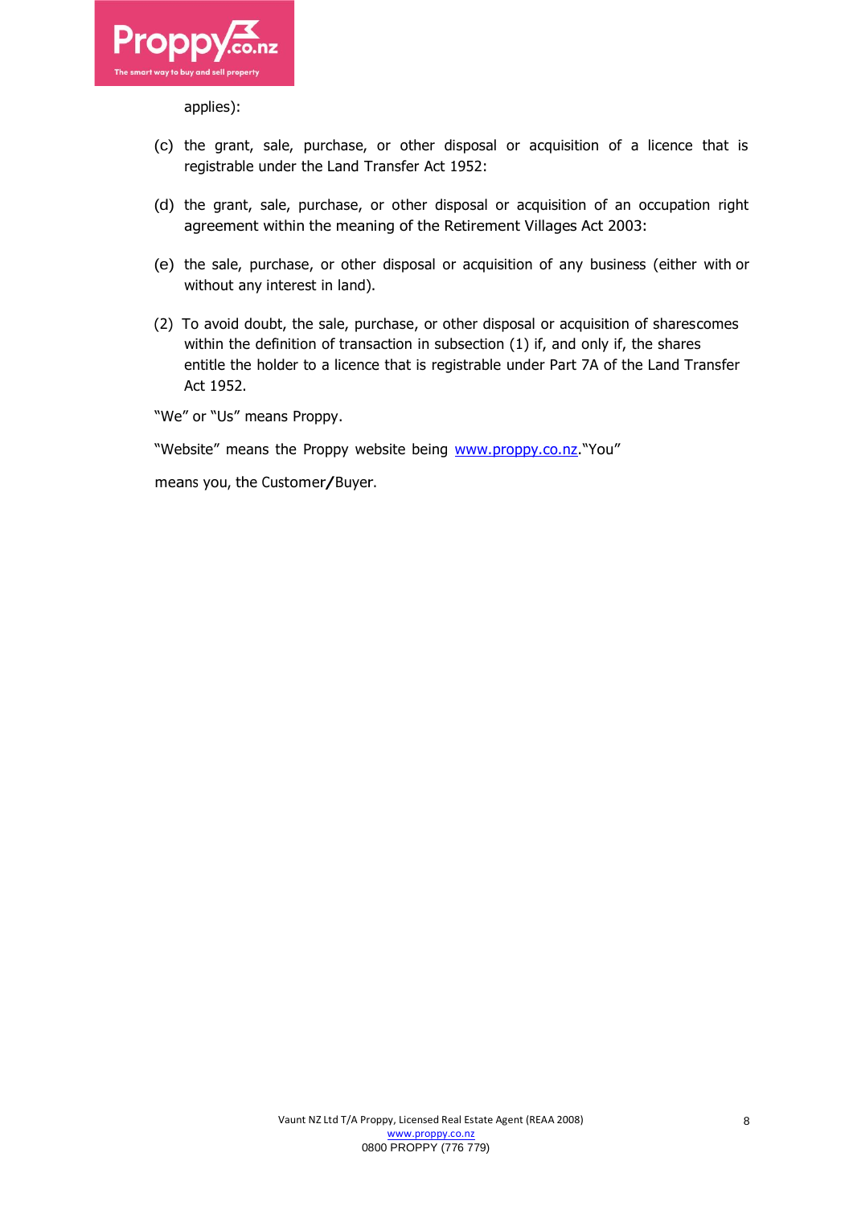applies):

(c) the grant, sale, purchase, or other disposal or acquisition of a licence that is registrable under the Land Transfer Act 1952:

(d) the grant, sale, purchase, or other disposal or acquisition of an occupation right agreement within the meaning of the Retirement Villages Act 2003:

(e) the sale, purchase, or other disposal or acquisition of any business (either with or without any interest in land).

(2) To avoid doubt, the sale, purchase, or other disposal or acquisition of sharescomes within the definition of transaction in subsection (1) if, and only if, the shares entitle the holder to a licence that is registrable under Part 7A of the Land Transfer Act 1952.

"We" or "Us" means Proppy.

"Website" means the Proppy website being www.proppy.co.nz."You"

means you, the Customer/Buyer.